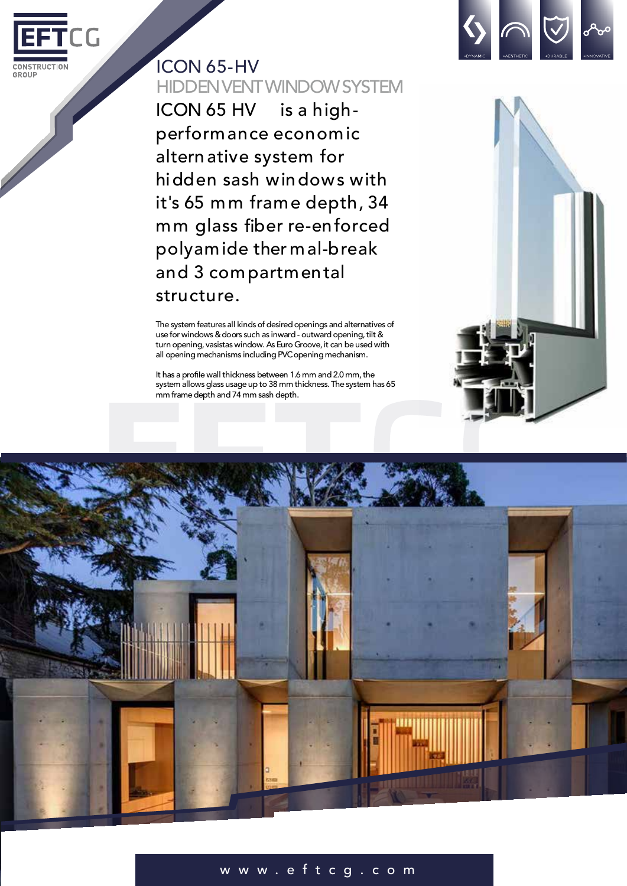# ICON 65-HV

## HIDDEN VENT WINDOW SYSTEM

ICON 65 HV is a high-performance economic alternative system for hidden sash windows with it's 65 mm frame depth, 34 mm glass fiber re-enforced polyamide thermal-break and 3 compartmental structure.

The system features all kinds of desired openings and alternatives of use for windows & doors such as inward - outward opening, tilt & turn opening, vasistas window. As Euro Groove, it can be used with all opening mechanisms including PVC opening mechanism.

It has a profile wall thickness between 1.6 mm and 2.0 mm, the system allows glass usage up to 38 mm thickness. The system has 65 mm frame depth and 74 mm sash depth.

www.eftcg.com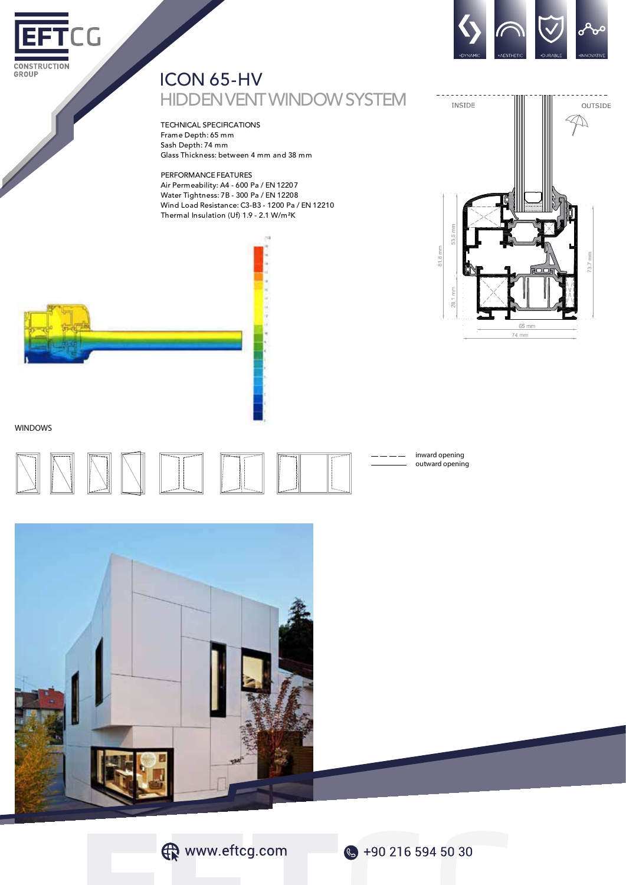# ICON 65-HV

## HIDDEN VENT WINDOW SYSTEM

TECHNICAL SPECIFICATIONS
Frame Depth: 65 mm
Sash Depth: 74 mm
Glass Thickness: between 4 mm and 38 mm

PERFORMANCE FEATURES
Air Permeability: A4 - 600 Pa / EN 12207
Water Tightness: 7B - 300 Pa / EN 12208
Wind Load Resistance: C3-B3 - 1200 Pa / EN 12210
Thermal Insulation (Uf) 1.9 - 2.1 W/m²K

INSIDE
OUTSIDE
53.5 mm
81.6 mm
28.1 mm
73.7 mm
65 mm
74 mm

WINDOWS

inward opening
outward opening

www.eftcg.com
+90 216 594 50 30